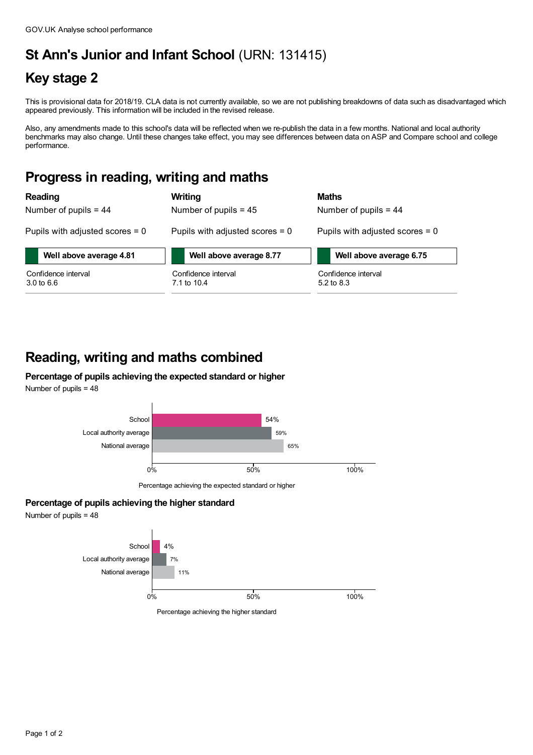GOV.UK Analyse school performance

# St Ann's Junior and Infant School (URN: 131415)

# Key stage 2

This is provisional data for 2018/19. CLA data is not currently available, so we are not publishing breakdowns of data such as disadvantaged which appeared previously. This information will be included in the revised release.

Also, any amendments made to this school's data will be reflected when we re-publish the data in a few months. National and local authority benchmarks may also change. Until these changes take effect, you may see differences between data on ASP and Compare school and college performance.

## Progress in reading, writing and maths

| | Reading | Writing | Maths |
|---|---|---|---|
| Number of pupils | 44 | 45 | 44 |
| Pupils with adjusted scores | 0 | 0 | 0 |
| Score | **Well above average 4.81** | **Well above average 8.77** | **Well above average 6.75** |
| Confidence interval | 3.0 to 6.6 | 7.1 to 10.4 | 5.2 to 8.3 |

## Reading, writing and maths combined

### Percentage of pupils achieving the expected standard or higher

Number of pupils = 48

| | Percentage achieving the expected standard or higher |
|---|---|
| School | 54% |
| Local authority average | 59% |
| National average | 65% |

### Percentage of pupils achieving the higher standard

Number of pupils = 48

| | Percentage achieving the higher standard |
|---|---|
| School | 4% |
| Local authority average | 7% |
| National average | 11% |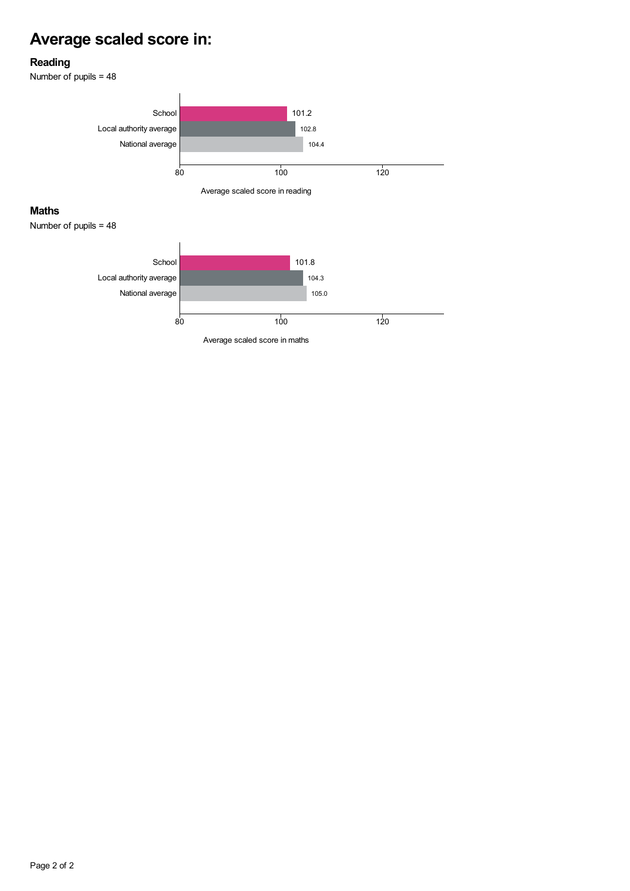# Average scaled score in:

## Reading

Number of pupils = 48

School
101.2
Local authority average
102.8
National average
104.4

80
100
120

Average scaled score in reading

## Maths

Number of pupils = 48

School
101.8
Local authority average
104.3
National average
105.0

80
100
120

Average scaled score in maths